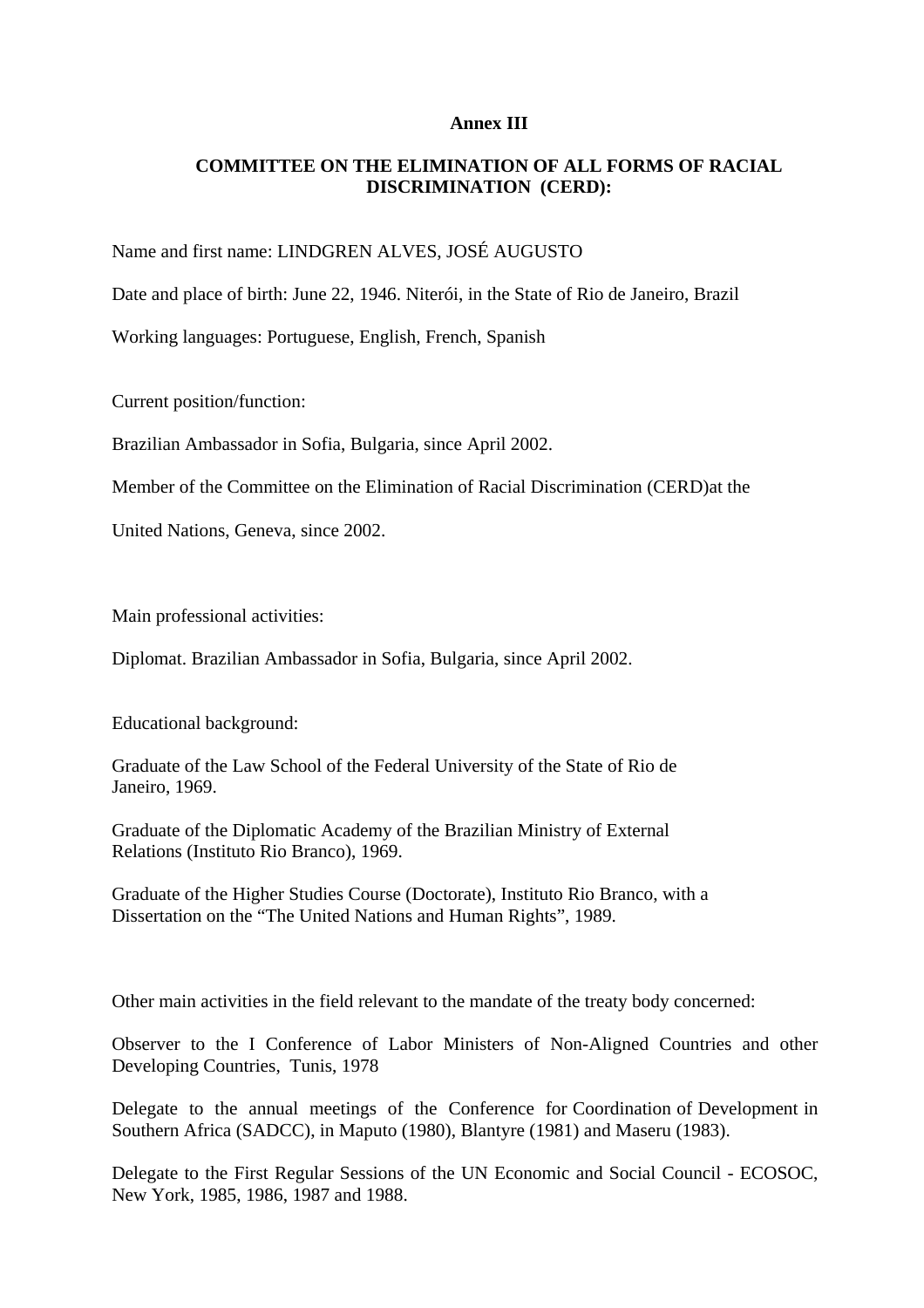**Annex III**

**COMMITTEE ON THE ELIMINATION OF ALL FORMS OF RACIAL DISCRIMINATION (CERD):**

Name and first name: LINDGREN ALVES, JOSÉ AUGUSTO

Date and place of birth: June 22, 1946. Niterói, in the State of Rio de Janeiro, Brazil

Working languages: Portuguese, English, French, Spanish

Current position/function:

Brazilian Ambassador in Sofia, Bulgaria, since April 2002.

Member of the Committee on the Elimination of Racial Discrimination (CERD)at the

United Nations, Geneva, since 2002.

Main professional activities:

Diplomat. Brazilian Ambassador in Sofia, Bulgaria, since April 2002.

Educational background:

Graduate of the Law School of the Federal University of the State of Rio de Janeiro, 1969.

Graduate of the Diplomatic Academy of the Brazilian Ministry of External Relations (Instituto Rio Branco), 1969.

Graduate of the Higher Studies Course (Doctorate), Instituto Rio Branco, with a Dissertation on the "The United Nations and Human Rights", 1989.

Other main activities in the field relevant to the mandate of the treaty body concerned:

Observer to the I Conference of Labor Ministers of Non-Aligned Countries and other Developing Countries, Tunis, 1978

Delegate to the annual meetings of the Conference for Coordination of Development in Southern Africa (SADCC), in Maputo (1980), Blantyre (1981) and Maseru (1983).

Delegate to the First Regular Sessions of the UN Economic and Social Council - ECOSOC, New York, 1985, 1986, 1987 and 1988.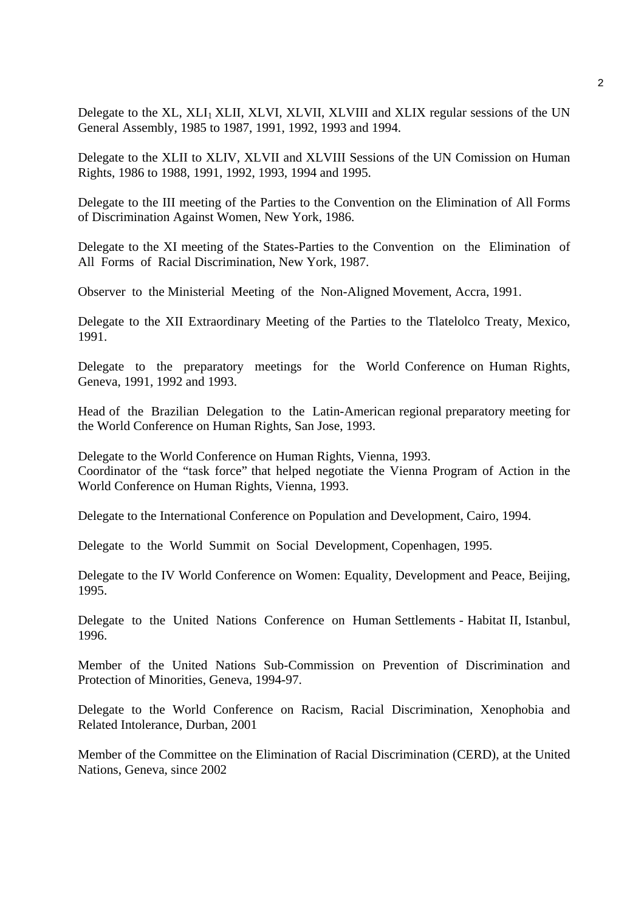Delegate to the XL, XLI$_1$ XLII, XLVI, XLVII, XLVIII and XLIX regular sessions of the UN General Assembly, 1985 to 1987, 1991, 1992, 1993 and 1994.

Delegate to the XLII to XLIV, XLVII and XLVIII Sessions of the UN Comission on Human Rights, 1986 to 1988, 1991, 1992, 1993, 1994 and 1995.

Delegate to the III meeting of the Parties to the Convention on the Elimination of All Forms of Discrimination Against Women, New York, 1986.

Delegate to the XI meeting of the States-Parties to the Convention on the Elimination of All Forms of Racial Discrimination, New York, 1987.

Observer to the Ministerial Meeting of the Non-Aligned Movement, Accra, 1991.

Delegate to the XII Extraordinary Meeting of the Parties to the Tlatelolco Treaty, Mexico, 1991.

Delegate to the preparatory meetings for the World Conference on Human Rights, Geneva, 1991, 1992 and 1993.

Head of the Brazilian Delegation to the Latin-American regional preparatory meeting for the World Conference on Human Rights, San Jose, 1993.

Delegate to the World Conference on Human Rights, Vienna, 1993.
Coordinator of the "task force" that helped negotiate the Vienna Program of Action in the World Conference on Human Rights, Vienna, 1993.

Delegate to the International Conference on Population and Development, Cairo, 1994.

Delegate to the World Summit on Social Development, Copenhagen, 1995.

Delegate to the IV World Conference on Women: Equality, Development and Peace, Beijing, 1995.

Delegate to the United Nations Conference on Human Settlements - Habitat II, Istanbul, 1996.

Member of the United Nations Sub-Commission on Prevention of Discrimination and Protection of Minorities, Geneva, 1994-97.

Delegate to the World Conference on Racism, Racial Discrimination, Xenophobia and Related Intolerance, Durban, 2001

Member of the Committee on the Elimination of Racial Discrimination (CERD), at the United Nations, Geneva, since 2002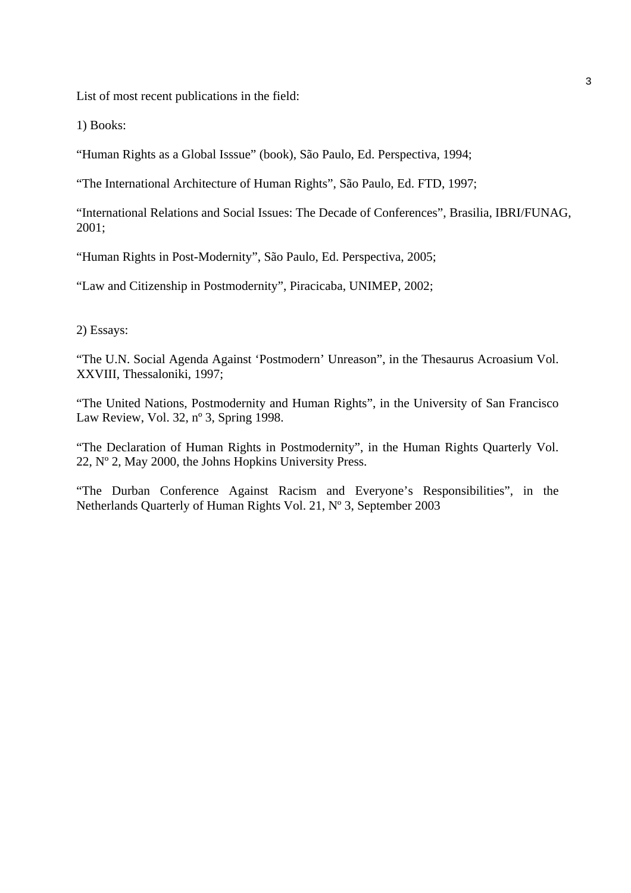List of most recent publications in the field:

1) Books:

“Human Rights as a Global Isssue” (book), São Paulo, Ed. Perspectiva, 1994;

“The International Architecture of Human Rights”, São Paulo, Ed. FTD, 1997;

“International Relations and Social Issues: The Decade of Conferences”, Brasilia, IBRI/FUNAG, 2001;

“Human Rights in Post-Modernity”, São Paulo, Ed. Perspectiva, 2005;

“Law and Citizenship in Postmodernity”, Piracicaba, UNIMEP, 2002;

2) Essays:

“The U.N. Social Agenda Against ‘Postmodern’ Unreason”, in the Thesaurus Acroasium Vol. XXVIII, Thessaloniki, 1997;

“The United Nations, Postmodernity and Human Rights”, in the University of San Francisco Law Review, Vol. 32, nº 3, Spring 1998.

“The Declaration of Human Rights in Postmodernity”, in the Human Rights Quarterly Vol. 22, Nº 2, May 2000, the Johns Hopkins University Press.

“The Durban Conference Against Racism and Everyone’s Responsibilities”, in the Netherlands Quarterly of Human Rights Vol. 21, Nº 3, September 2003